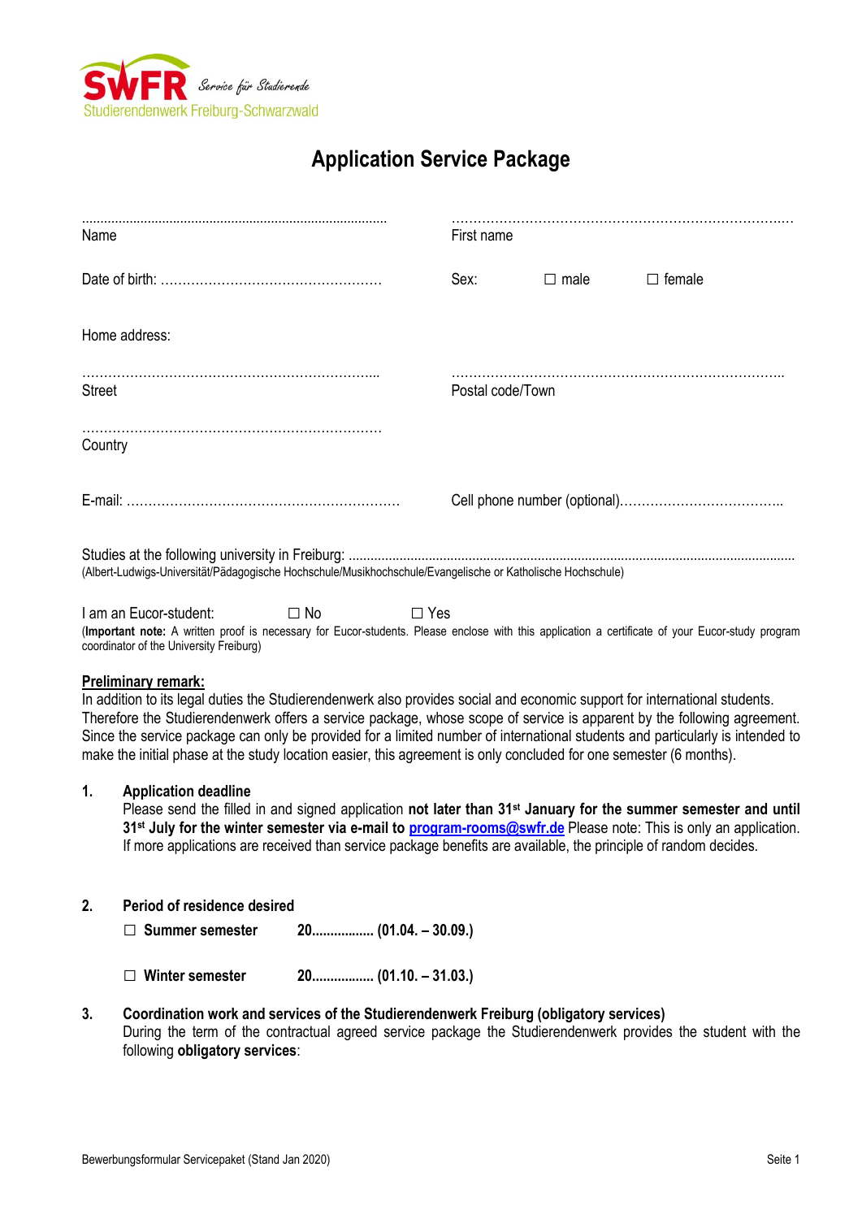SWFR Service für Studierende
Studierendenwerk Freiburg-Schwarzwald

# Application Service Package

| ........................................................ | ........................................................ |
|---|---|
| Name | First name |
| Date of birth: ........................................ | Sex: ☐ male ☐ female |

Home address:

| ........................................................ | ........................................................ |
|---|---|
| Street | Postal code/Town |
| ........................................................ | |
| Country | |
| E-mail: ........................................ | Cell phone number (optional)........................................ |

Studies at the following university in Freiburg: ..........................................................................................
(Albert-Ludwigs-Universität/Pädagogische Hochschule/Musikhochschule/Evangelische or Katholische Hochschule)

I am an Eucor-student: ☐ No ☐ Yes
(**Important note:** A written proof is necessary for Eucor-students. Please enclose with this application a certificate of your Eucor-study program coordinator of the University Freiburg)

**<u>Preliminary remark:</u>**
In addition to its legal duties the Studierendenwerk also provides social and economic support for international students. Therefore the Studierendenwerk offers a service package, whose scope of service is apparent by the following agreement. Since the service package can only be provided for a limited number of international students and particularly is intended to make the initial phase at the study location easier, this agreement is only concluded for one semester (6 months).

**1. Application deadline**

Please send the filled in and signed application **not later than 31st January for the summer semester and until 31st July for the winter semester via e-mail to [program-rooms@swfr.de](mailto:program-rooms@swfr.de)** Please note: This is only an application. If more applications are received than service package benefits are available, the principle of random decides.

**2. Period of residence desired**

☐ **Summer semester 20................ (01.04. – 30.09.)**

☐ **Winter semester 20................ (01.10. – 31.03.)**

**3. Coordination work and services of the Studierendenwerk Freiburg (obligatory services)**

During the term of the contractual agreed service package the Studierendenwerk provides the student with the following **obligatory services**: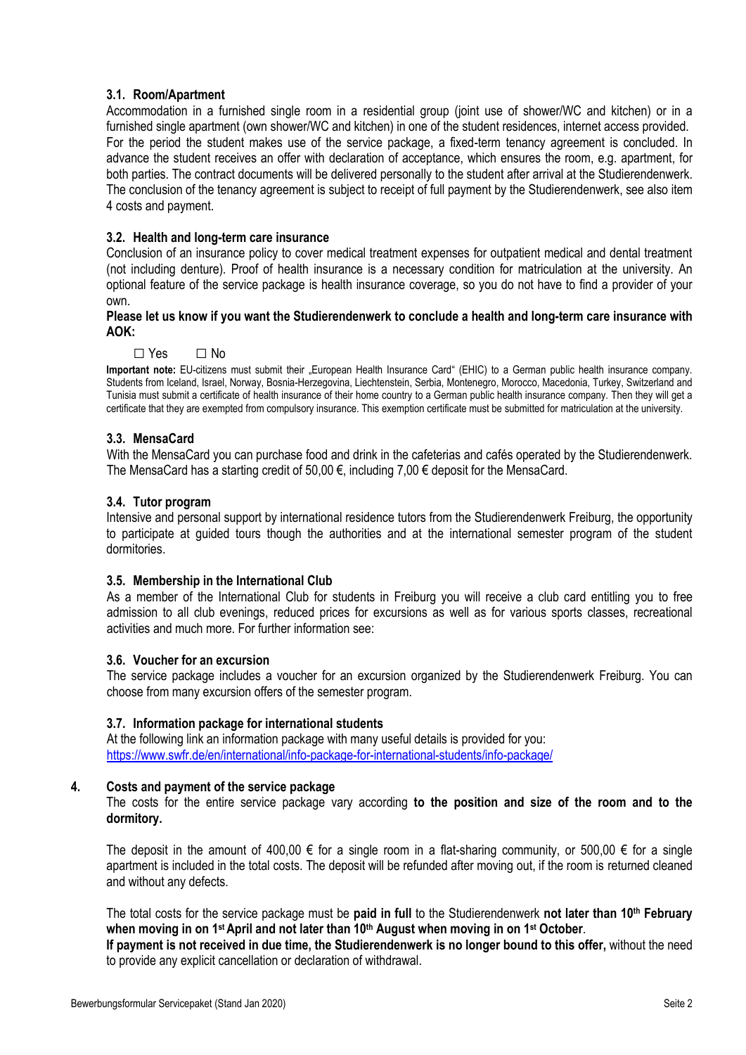### 3.1. Room/Apartment

Accommodation in a furnished single room in a residential group (joint use of shower/WC and kitchen) or in a furnished single apartment (own shower/WC and kitchen) in one of the student residences, internet access provided.
For the period the student makes use of the service package, a fixed-term tenancy agreement is concluded. In advance the student receives an offer with declaration of acceptance, which ensures the room, e.g. apartment, for both parties. The contract documents will be delivered personally to the student after arrival at the Studierendenwerk. The conclusion of the tenancy agreement is subject to receipt of full payment by the Studierendenwerk, see also item 4 costs and payment.

### 3.2. Health and long-term care insurance

Conclusion of an insurance policy to cover medical treatment expenses for outpatient medical and dental treatment (not including denture). Proof of health insurance is a necessary condition for matriculation at the university. An optional feature of the service package is health insurance coverage, so you do not have to find a provider of your own.

**Please let us know if you want the Studierendenwerk to conclude a health and long-term care insurance with AOK:**

☐ Yes ☐ No

**Important note:** EU-citizens must submit their „European Health Insurance Card" (EHIC) to a German public health insurance company. Students from Iceland, Israel, Norway, Bosnia-Herzegovina, Liechtenstein, Serbia, Montenegro, Morocco, Macedonia, Turkey, Switzerland and Tunisia must submit a certificate of health insurance of their home country to a German public health insurance company. Then they will get a certificate that they are exempted from compulsory insurance. This exemption certificate must be submitted for matriculation at the university.

### 3.3. MensaCard

With the MensaCard you can purchase food and drink in the cafeterias and cafés operated by the Studierendenwerk. The MensaCard has a starting credit of 50,00 €, including 7,00 € deposit for the MensaCard.

### 3.4. Tutor program

Intensive and personal support by international residence tutors from the Studierendenwerk Freiburg, the opportunity to participate at guided tours though the authorities and at the international semester program of the student dormitories.

### 3.5. Membership in the International Club

As a member of the International Club for students in Freiburg you will receive a club card entitling you to free admission to all club evenings, reduced prices for excursions as well as for various sports classes, recreational activities and much more. For further information see:

### 3.6. Voucher for an excursion

The service package includes a voucher for an excursion organized by the Studierendenwerk Freiburg. You can choose from many excursion offers of the semester program.

### 3.7. Information package for international students

At the following link an information package with many useful details is provided for you:
https://www.swfr.de/en/international/info-package-for-international-students/info-package/

## 4. Costs and payment of the service package

The costs for the entire service package vary according **to the position and size of the room and to the dormitory.**

The deposit in the amount of 400,00 € for a single room in a flat-sharing community, or 500,00 € for a single apartment is included in the total costs. The deposit will be refunded after moving out, if the room is returned cleaned and without any defects.

The total costs for the service package must be **paid in full** to the Studierendenwerk **not later than 10th February when moving in on 1st April and not later than 10th August when moving in on 1st October**.
**If payment is not received in due time, the Studierendenwerk is no longer bound to this offer,** without the need to provide any explicit cancellation or declaration of withdrawal.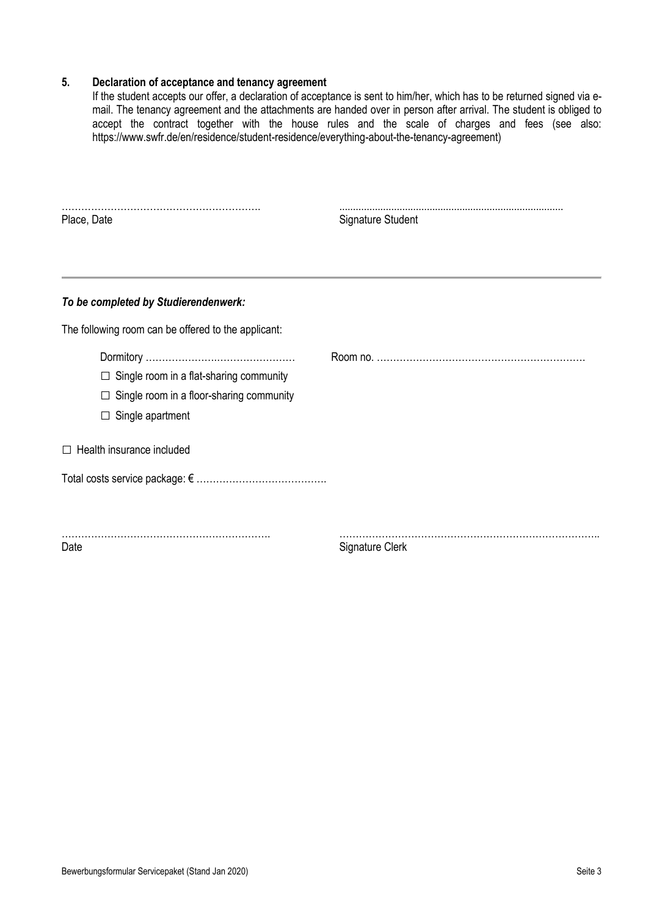## 5. Declaration of acceptance and tenancy agreement

If the student accepts our offer, a declaration of acceptance is sent to him/her, which has to be returned signed via e-mail. The tenancy agreement and the attachments are handed over in person after arrival. The student is obliged to accept the contract together with the house rules and the scale of charges and fees (see also: https://www.swfr.de/en/residence/student-residence/everything-about-the-tenancy-agreement)

…………………………………………………….
Place, Date

................................................................................
Signature Student

---

***To be completed by Studierendenwerk:***

The following room can be offered to the applicant:

Dormitory ………………….……………………  Room no. ……………………………………………………….

☐ Single room in a flat-sharing community

☐ Single room in a floor-sharing community

☐ Single apartment

☐ Health insurance included

Total costs service package: € ………………………………….

……………………………………………………….
Date

……………………………………………………………………..
Signature Clerk